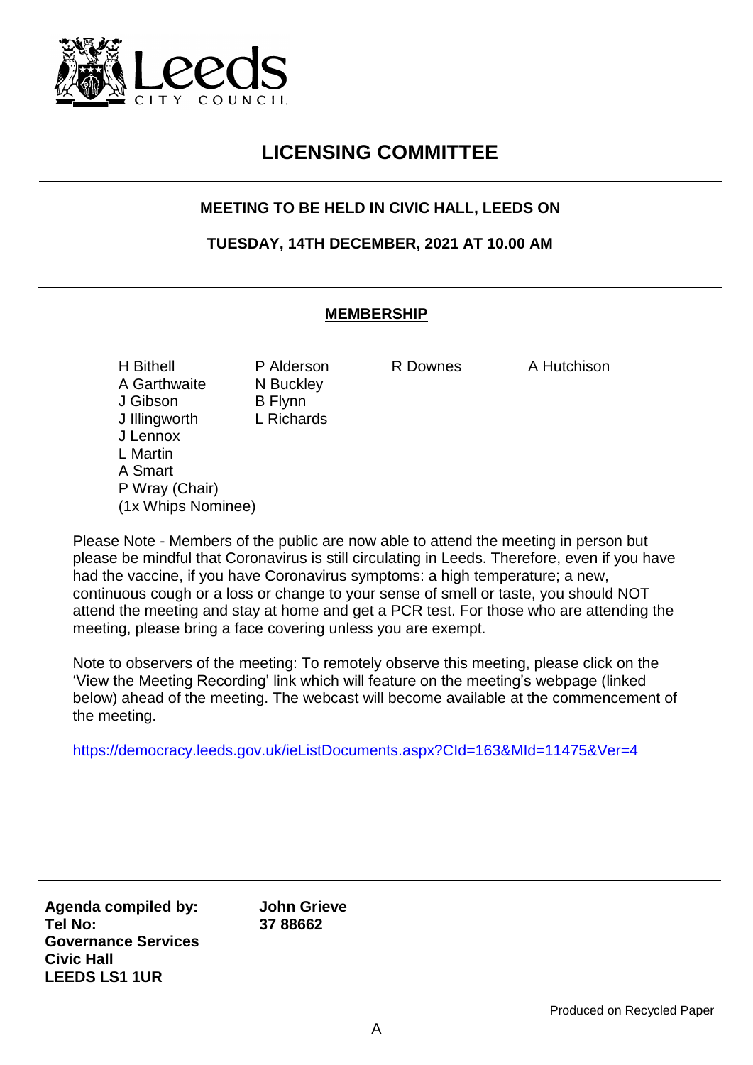Leeds CITY COUNCIL

# LICENSING COMMITTEE

**MEETING TO BE HELD IN CIVIC HALL, LEEDS ON**

**TUESDAY, 14TH DECEMBER, 2021 AT 10.00 AM**

## MEMBERSHIP

| | | | |
|---|---|---|---|
| H Bithell | P Alderson | R Downes | A Hutchison |
| A Garthwaite | N Buckley | | |
| J Gibson | B Flynn | | |
| J Illingworth | L Richards | | |
| J Lennox | | | |
| L Martin | | | |
| A Smart | | | |
| P Wray (Chair) | | | |
| (1x Whips Nominee) | | | |

Please Note - Members of the public are now able to attend the meeting in person but please be mindful that Coronavirus is still circulating in Leeds. Therefore, even if you have had the vaccine, if you have Coronavirus symptoms: a high temperature; a new, continuous cough or a loss or change to your sense of smell or taste, you should NOT attend the meeting and stay at home and get a PCR test. For those who are attending the meeting, please bring a face covering unless you are exempt.

Note to observers of the meeting: To remotely observe this meeting, please click on the 'View the Meeting Recording' link which will feature on the meeting's webpage (linked below) ahead of the meeting. The webcast will become available at the commencement of the meeting.

https://democracy.leeds.gov.uk/ieListDocuments.aspx?CId=163&MId=11475&Ver=4

**Agenda compiled by:** **John Grieve**
**Tel No:** **37 88662**
**Governance Services**
**Civic Hall**
**LEEDS LS1 1UR**

Produced on Recycled Paper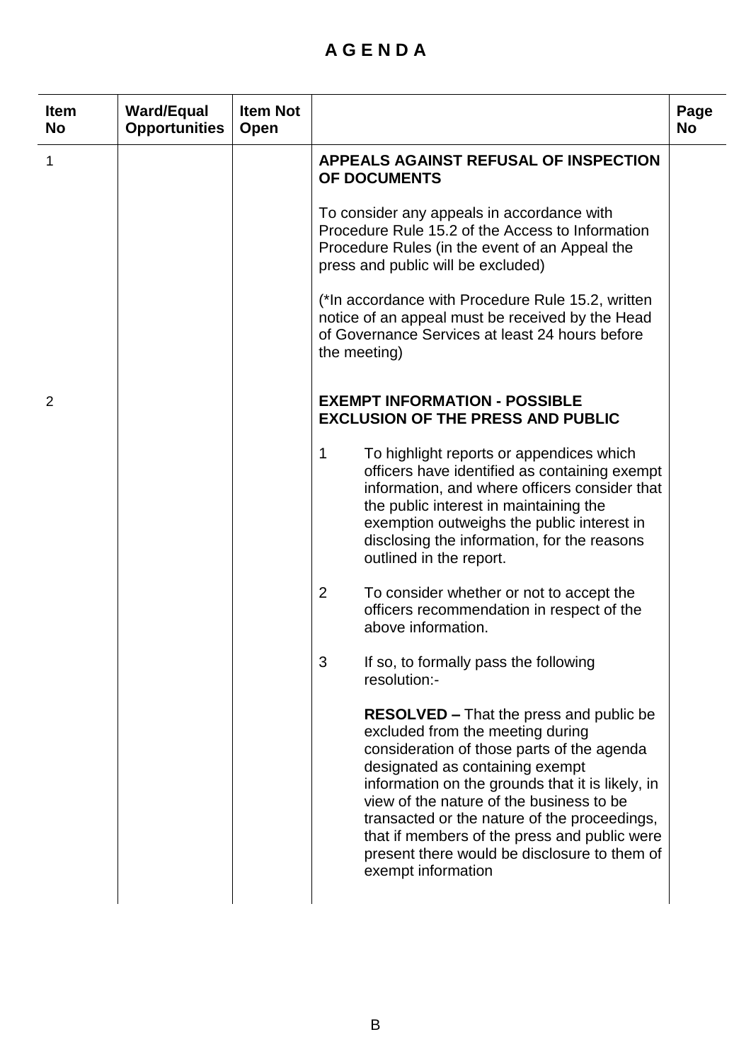# A G E N D A

| Item No | Ward/Equal Opportunities | Item Not Open | | Page No |
|---|---|---|---|---|
| 1 | | | **APPEALS AGAINST REFUSAL OF INSPECTION OF DOCUMENTS**<br><br>To consider any appeals in accordance with Procedure Rule 15.2 of the Access to Information Procedure Rules (in the event of an Appeal the press and public will be excluded)<br><br>(*In accordance with Procedure Rule 15.2, written notice of an appeal must be received by the Head of Governance Services at least 24 hours before the meeting) | |
| 2 | | | **EXEMPT INFORMATION - POSSIBLE EXCLUSION OF THE PRESS AND PUBLIC**<br><br>1 To highlight reports or appendices which officers have identified as containing exempt information, and where officers consider that the public interest in maintaining the exemption outweighs the public interest in disclosing the information, for the reasons outlined in the report.<br><br>2 To consider whether or not to accept the officers recommendation in respect of the above information.<br><br>3 If so, to formally pass the following resolution:-<br><br>**RESOLVED –** That the press and public be excluded from the meeting during consideration of those parts of the agenda designated as containing exempt information on the grounds that it is likely, in view of the nature of the business to be transacted or the nature of the proceedings, that if members of the press and public were present there would be disclosure to them of exempt information | |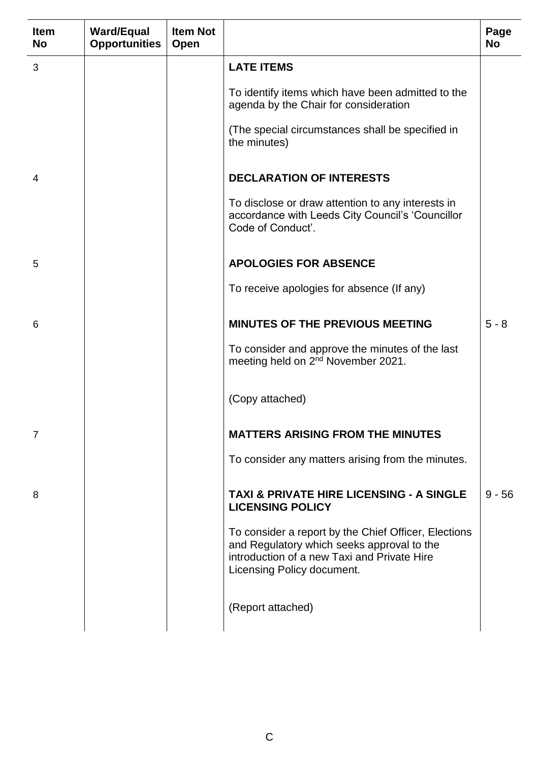| Item No | Ward/Equal Opportunities | Item Not Open | | Page No |
|---|---|---|---|---|
| 3 | | | **LATE ITEMS**<br><br>To identify items which have been admitted to the agenda by the Chair for consideration<br><br>(The special circumstances shall be specified in the minutes) | |
| 4 | | | **DECLARATION OF INTERESTS**<br><br>To disclose or draw attention to any interests in accordance with Leeds City Council's 'Councillor Code of Conduct'. | |
| 5 | | | **APOLOGIES FOR ABSENCE**<br><br>To receive apologies for absence (If any) | |
| 6 | | | **MINUTES OF THE PREVIOUS MEETING**<br><br>To consider and approve the minutes of the last meeting held on 2nd November 2021.<br><br>(Copy attached) | 5 - 8 |
| 7 | | | **MATTERS ARISING FROM THE MINUTES**<br><br>To consider any matters arising from the minutes. | |
| 8 | | | **TAXI & PRIVATE HIRE LICENSING - A SINGLE LICENSING POLICY**<br><br>To consider a report by the Chief Officer, Elections and Regulatory which seeks approval to the introduction of a new Taxi and Private Hire Licensing Policy document.<br><br>(Report attached) | 9 - 56 |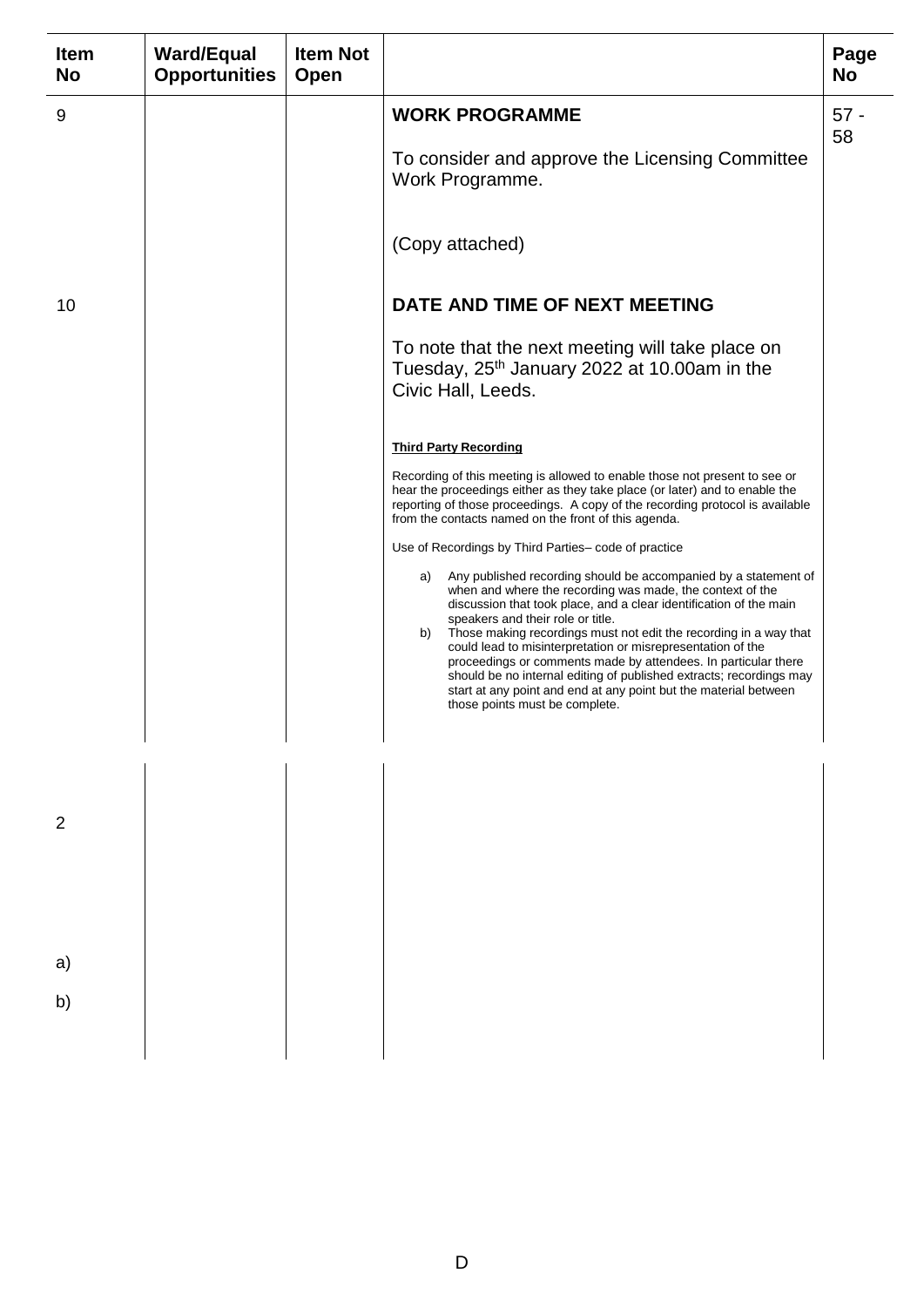| Item No | Ward/Equal Opportunities | Item Not Open | | Page No |
|---|---|---|---|---|
| 9 | | | **WORK PROGRAMME**<br><br>To consider and approve the Licensing Committee Work Programme.<br><br>(Copy attached) | 57 - 58 |
| 10 | | | **DATE AND TIME OF NEXT MEETING**<br><br>To note that the next meeting will take place on Tuesday, 25th January 2022 at 10.00am in the Civic Hall, Leeds. | |
| | | | **Third Party Recording**<br><br>Recording of this meeting is allowed to enable those not present to see or hear the proceedings either as they take place (or later) and to enable the reporting of those proceedings. A copy of the recording protocol is available from the contacts named on the front of this agenda.<br><br>Use of Recordings by Third Parties– code of practice<br><br>a) Any published recording should be accompanied by a statement of when and where the recording was made, the context of the discussion that took place, and a clear identification of the main speakers and their role or title.<br>b) Those making recordings must not edit the recording in a way that could lead to misinterpretation or misrepresentation of the proceedings or comments made by attendees. In particular there should be no internal editing of published extracts; recordings may start at any point and end at any point but the material between those points must be complete. | |
| 2 | | | | |
| a) | | | | |
| b) | | | | |